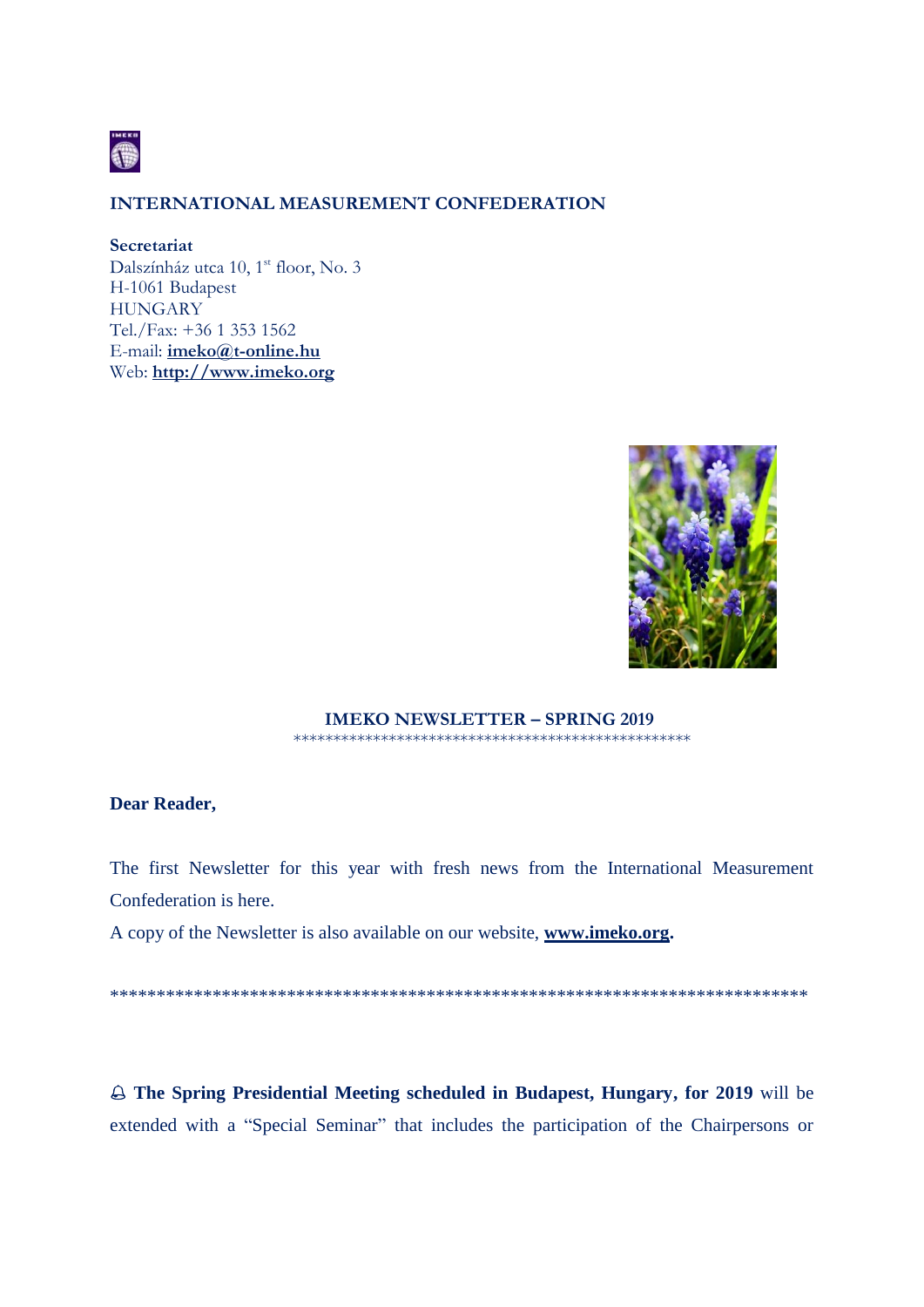**INTERNATIONAL MEASUREMENT CONFEDERATION**

**Secretariat**
Dalszínház utca 10, 1st floor, No. 3
H-1061 Budapest
HUNGARY
Tel./Fax: +36 1 353 1562
E-mail: **imeko@t-online.hu**
Web: **http://www.imeko.org**

## IMEKO NEWSLETTER – SPRING 2019

**************************************************

**Dear Reader,**

The first Newsletter for this year with fresh news from the International Measurement Confederation is here.

A copy of the Newsletter is also available on our website, **www.imeko.org.**

*****************************************************************************

🔔 **The Spring Presidential Meeting scheduled in Budapest, Hungary, for 2019** will be extended with a "Special Seminar" that includes the participation of the Chairpersons or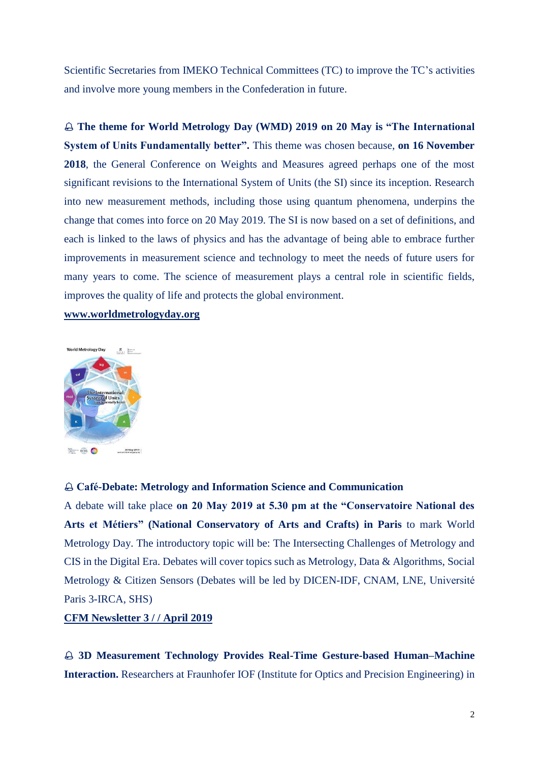Scientific Secretaries from IMEKO Technical Committees (TC) to improve the TC's activities and involve more young members in the Confederation in future.

🔔 **The theme for World Metrology Day (WMD) 2019 on 20 May is "The International System of Units Fundamentally better".** This theme was chosen because, **on 16 November 2018**, the General Conference on Weights and Measures agreed perhaps one of the most significant revisions to the International System of Units (the SI) since its inception. Research into new measurement methods, including those using quantum phenomena, underpins the change that comes into force on 20 May 2019. The SI is now based on a set of definitions, and each is linked to the laws of physics and has the advantage of being able to embrace further improvements in measurement science and technology to meet the needs of future users for many years to come. The science of measurement plays a central role in scientific fields, improves the quality of life and protects the global environment.

**[www.worldmetrologyday.org](www.worldmetrologyday.org)**

🔔 **Café-Debate: Metrology and Information Science and Communication**

A debate will take place **on 20 May 2019 at 5.30 pm at the "Conservatoire National des Arts et Métiers" (National Conservatory of Arts and Crafts) in Paris** to mark World Metrology Day. The introductory topic will be: The Intersecting Challenges of Metrology and CIS in the Digital Era. Debates will cover topics such as Metrology, Data & Algorithms, Social Metrology & Citizen Sensors (Debates will be led by DICEN-IDF, CNAM, LNE, Université Paris 3-IRCA, SHS)

**CFM Newsletter 3 / / April 2019**

🔔 **3D Measurement Technology Provides Real-Time Gesture-based Human–Machine Interaction.** Researchers at Fraunhofer IOF (Institute for Optics and Precision Engineering) in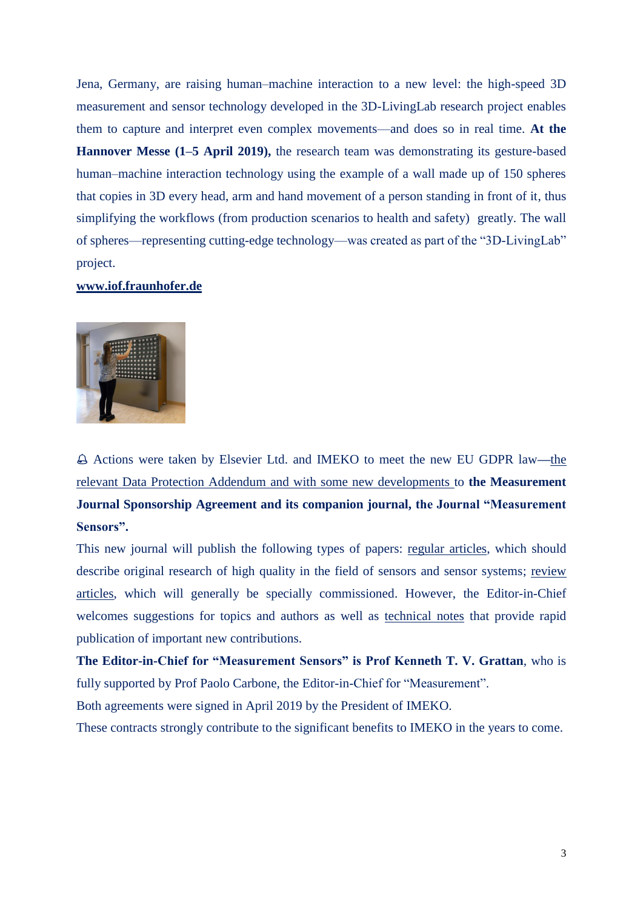Jena, Germany, are raising human–machine interaction to a new level: the high-speed 3D measurement and sensor technology developed in the 3D-LivingLab research project enables them to capture and interpret even complex movements—and does so in real time. **At the Hannover Messe (1–5 April 2019),** the research team was demonstrating its gesture-based human–machine interaction technology using the example of a wall made up of 150 spheres that copies in 3D every head, arm and hand movement of a person standing in front of it, thus simplifying the workflows (from production scenarios to health and safety) greatly. The wall of spheres—representing cutting-edge technology—was created as part of the "3D-LivingLab" project.

**www.iof.fraunhofer.de**

🕭 Actions were taken by Elsevier Ltd. and IMEKO to meet the new EU GDPR law—the relevant Data Protection Addendum and with some new developments to **the Measurement Journal Sponsorship Agreement and its companion journal, the Journal "Measurement Sensors".**

This new journal will publish the following types of papers: regular articles, which should describe original research of high quality in the field of sensors and sensor systems; review articles, which will generally be specially commissioned. However, the Editor-in-Chief welcomes suggestions for topics and authors as well as technical notes that provide rapid publication of important new contributions.

**The Editor-in-Chief for "Measurement Sensors" is Prof Kenneth T. V. Grattan**, who is fully supported by Prof Paolo Carbone, the Editor-in-Chief for "Measurement".

Both agreements were signed in April 2019 by the President of IMEKO.

These contracts strongly contribute to the significant benefits to IMEKO in the years to come.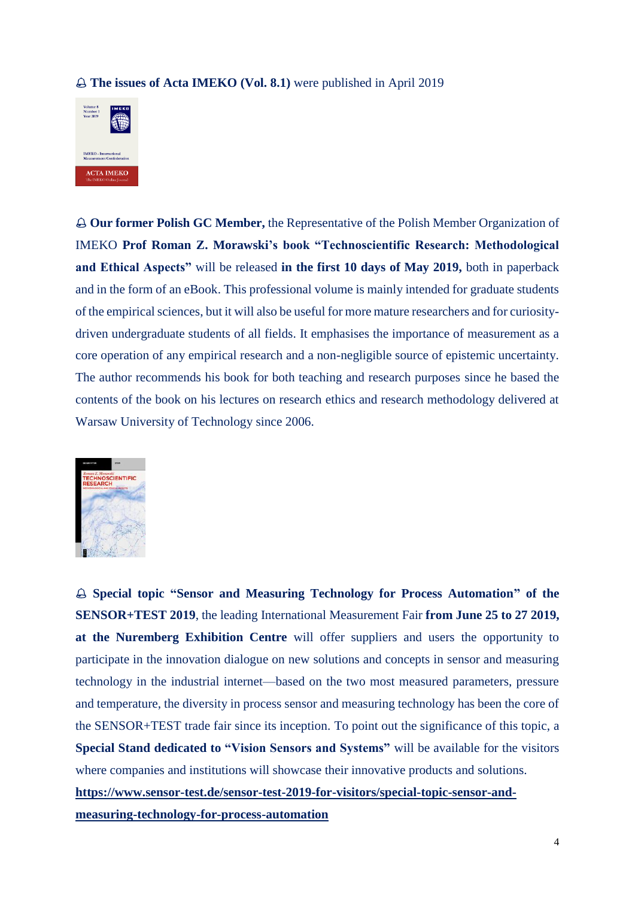🔔 **The issues of Acta IMEKO (Vol. 8.1)** were published in April 2019

🔔 **Our former Polish GC Member,** the Representative of the Polish Member Organization of IMEKO **Prof Roman Z. Morawski's book "Technoscientific Research: Methodological and Ethical Aspects"** will be released **in the first 10 days of May 2019,** both in paperback and in the form of an eBook. This professional volume is mainly intended for graduate students of the empirical sciences, but it will also be useful for more mature researchers and for curiosity-driven undergraduate students of all fields. It emphasises the importance of measurement as a core operation of any empirical research and a non-negligible source of epistemic uncertainty. The author recommends his book for both teaching and research purposes since he based the contents of the book on his lectures on research ethics and research methodology delivered at Warsaw University of Technology since 2006.

🔔 **Special topic "Sensor and Measuring Technology for Process Automation" of the SENSOR+TEST 2019**, the leading International Measurement Fair **from June 25 to 27 2019, at the Nuremberg Exhibition Centre** will offer suppliers and users the opportunity to participate in the innovation dialogue on new solutions and concepts in sensor and measuring technology in the industrial internet—based on the two most measured parameters, pressure and temperature, the diversity in process sensor and measuring technology has been the core of the SENSOR+TEST trade fair since its inception. To point out the significance of this topic, a **Special Stand dedicated to "Vision Sensors and Systems"** will be available for the visitors where companies and institutions will showcase their innovative products and solutions.
**https://www.sensor-test.de/sensor-test-2019-for-visitors/special-topic-sensor-and-measuring-technology-for-process-automation**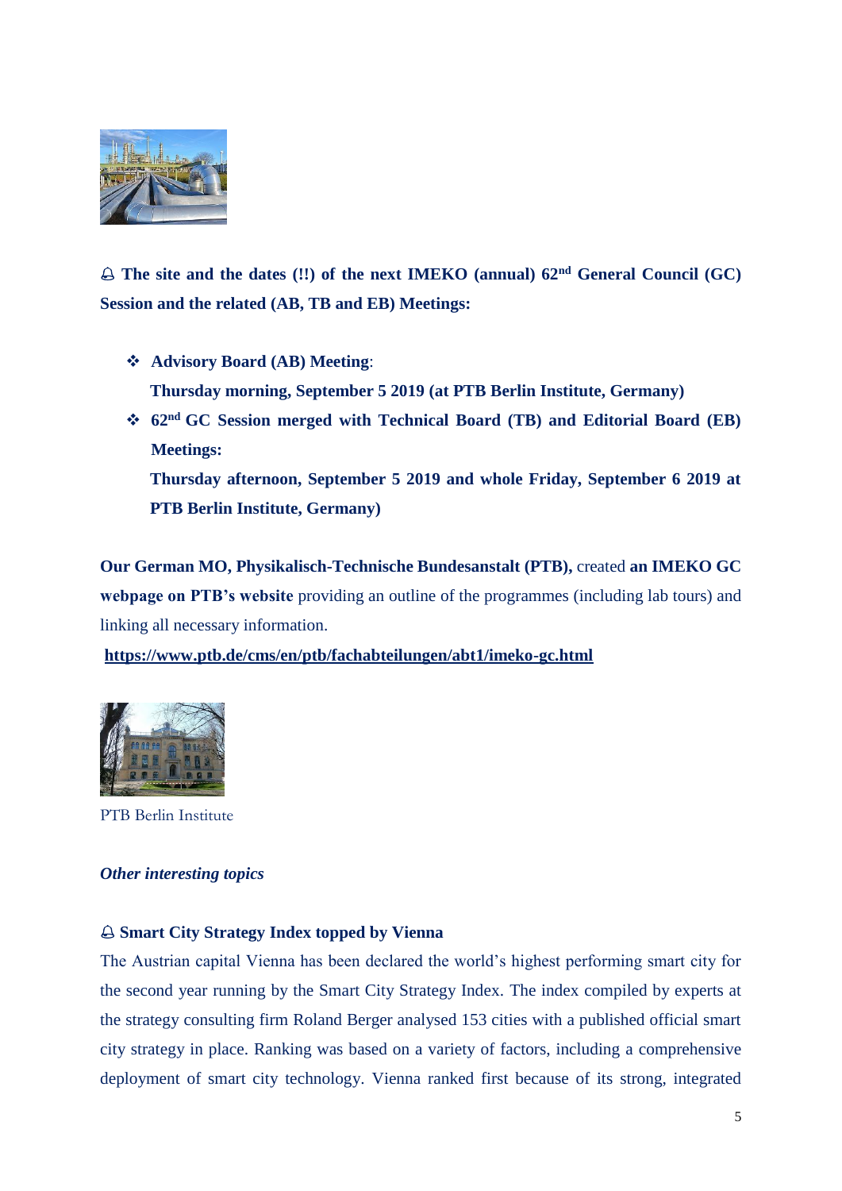🔔 **The site and the dates (!!) of the next IMEKO (annual) 62nd General Council (GC) Session and the related (AB, TB and EB) Meetings:**

- **Advisory Board (AB) Meeting**:
  **Thursday morning, September 5 2019 (at PTB Berlin Institute, Germany)**
- **62nd GC Session merged with Technical Board (TB) and Editorial Board (EB) Meetings:**
  **Thursday afternoon, September 5 2019 and whole Friday, September 6 2019 at PTB Berlin Institute, Germany)**

**Our German MO, Physikalisch-Technische Bundesanstalt (PTB),** created **an IMEKO GC webpage on PTB's website** providing an outline of the programmes (including lab tours) and linking all necessary information.

**https://www.ptb.de/cms/en/ptb/fachabteilungen/abt1/imeko-gc.html**

PTB Berlin Institute

***Other interesting topics***

🔔 **Smart City Strategy Index topped by Vienna**

The Austrian capital Vienna has been declared the world's highest performing smart city for the second year running by the Smart City Strategy Index. The index compiled by experts at the strategy consulting firm Roland Berger analysed 153 cities with a published official smart city strategy in place. Ranking was based on a variety of factors, including a comprehensive deployment of smart city technology. Vienna ranked first because of its strong, integrated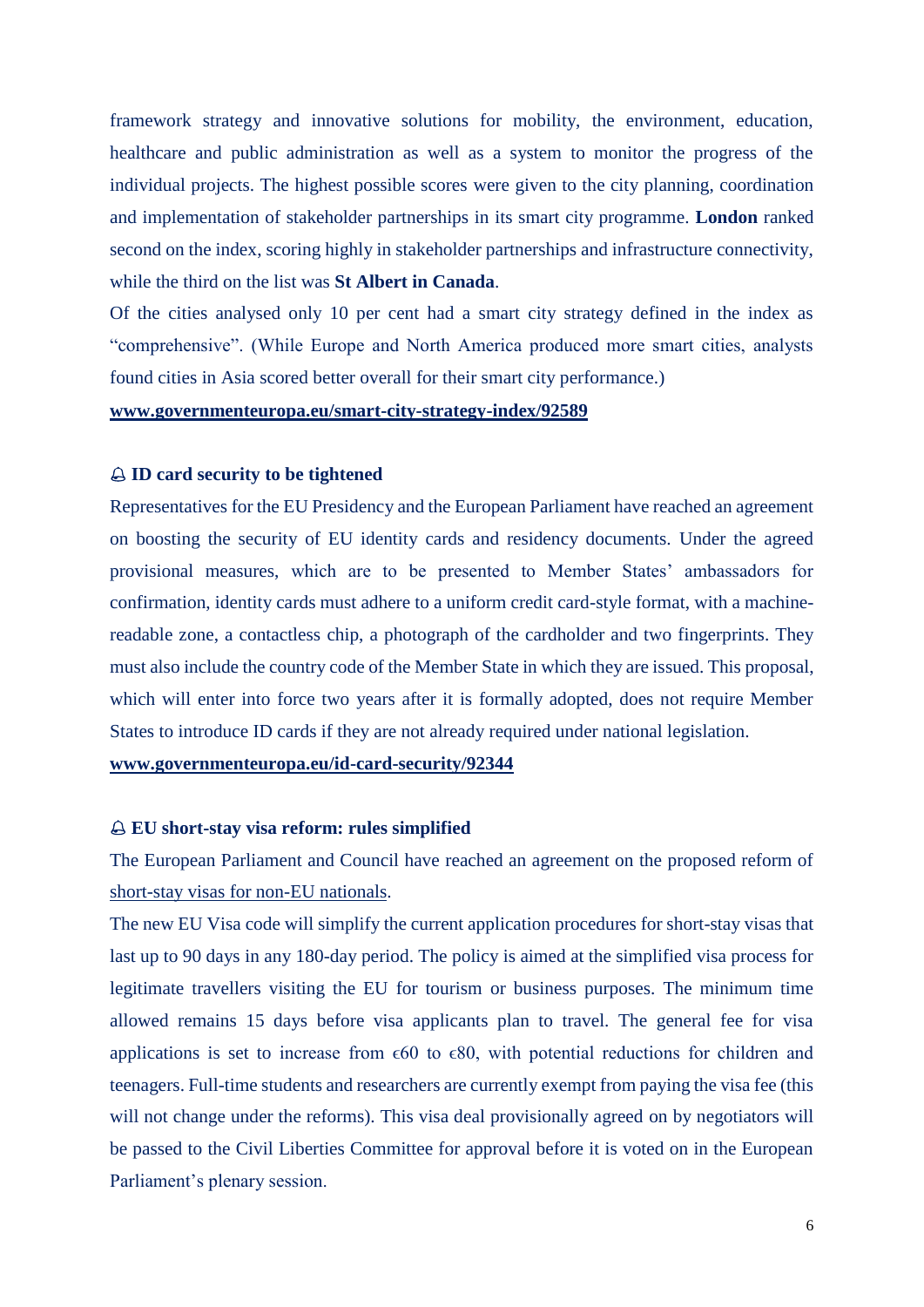framework strategy and innovative solutions for mobility, the environment, education, healthcare and public administration as well as a system to monitor the progress of the individual projects. The highest possible scores were given to the city planning, coordination and implementation of stakeholder partnerships in its smart city programme. **London** ranked second on the index, scoring highly in stakeholder partnerships and infrastructure connectivity, while the third on the list was **St Albert in Canada**.

Of the cities analysed only 10 per cent had a smart city strategy defined in the index as "comprehensive". (While Europe and North America produced more smart cities, analysts found cities in Asia scored better overall for their smart city performance.)

**www.governmenteuropa.eu/smart-city-strategy-index/92589**

### 🔔 ID card security to be tightened

Representatives for the EU Presidency and the European Parliament have reached an agreement on boosting the security of EU identity cards and residency documents. Under the agreed provisional measures, which are to be presented to Member States' ambassadors for confirmation, identity cards must adhere to a uniform credit card-style format, with a machine-readable zone, a contactless chip, a photograph of the cardholder and two fingerprints. They must also include the country code of the Member State in which they are issued. This proposal, which will enter into force two years after it is formally adopted, does not require Member States to introduce ID cards if they are not already required under national legislation.

**www.governmenteuropa.eu/id-card-security/92344**

### 🔔 EU short-stay visa reform: rules simplified

The European Parliament and Council have reached an agreement on the proposed reform of short-stay visas for non-EU nationals.

The new EU Visa code will simplify the current application procedures for short-stay visas that last up to 90 days in any 180-day period. The policy is aimed at the simplified visa process for legitimate travellers visiting the EU for tourism or business purposes. The minimum time allowed remains 15 days before visa applicants plan to travel. The general fee for visa applications is set to increase from €60 to €80, with potential reductions for children and teenagers. Full-time students and researchers are currently exempt from paying the visa fee (this will not change under the reforms). This visa deal provisionally agreed on by negotiators will be passed to the Civil Liberties Committee for approval before it is voted on in the European Parliament's plenary session.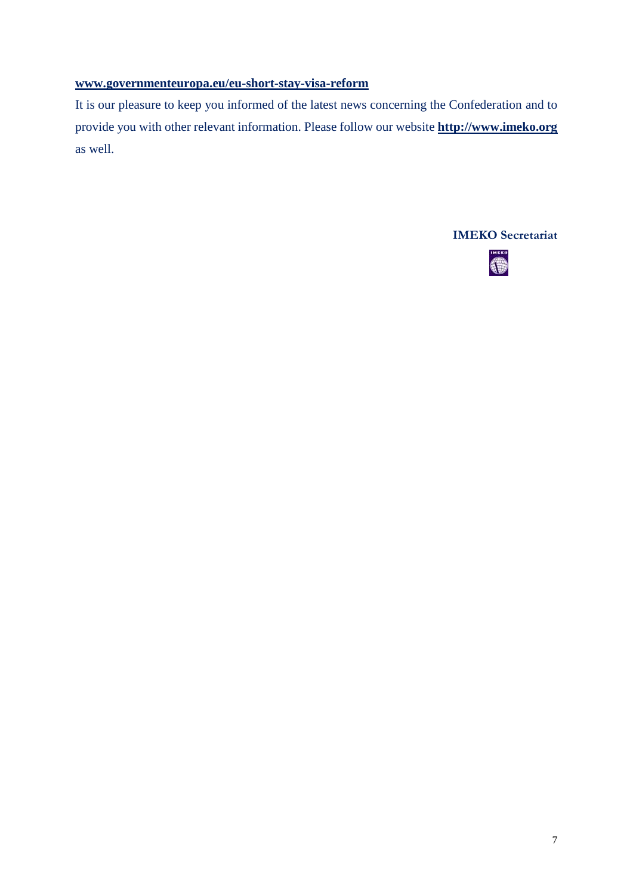**www.governmenteuropa.eu/eu-short-stay-visa-reform**

It is our pleasure to keep you informed of the latest news concerning the Confederation and to provide you with other relevant information. Please follow our website **http://www.imeko.org** as well.

**IMEKO Secretariat**